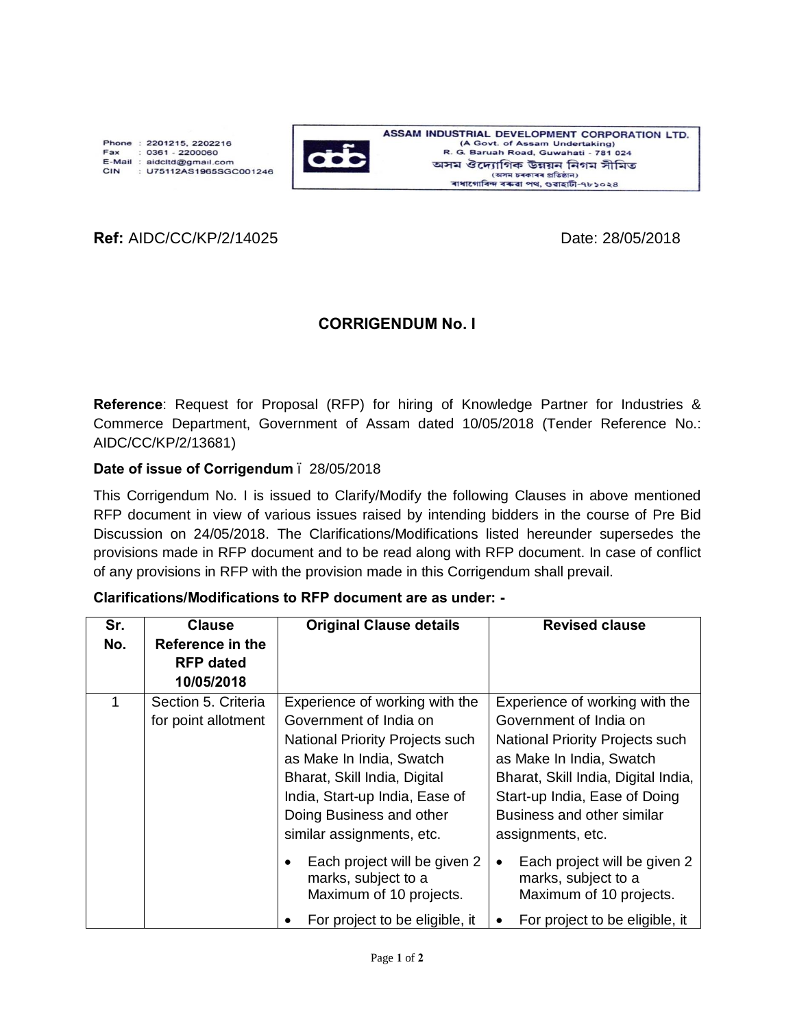Phone : 2201215, 2202216
Fax : 0361 - 2200060
E-Mail : aidcltd@gmail.com
CIN : U75112AS1965SGC001246

ASSAM INDUSTRIAL DEVELOPMENT CORPORATION LTD.
(A Govt. of Assam Undertaking)
R. G. Baruah Road, Guwahati - 781 024
অসম ঔদ্যোগিক উন্নয়ন নিগম সীমিত
(অসম চৰকাৰৰ প্ৰতিষ্ঠান)
ৰাধাগোবিন্দ বৰুৱা পথ, গুৱাহাটী-৭৮১০২৪

**Ref:** AIDC/CC/KP/2/14025 Date: 28/05/2018

## CORRIGENDUM No. I

**Reference**: Request for Proposal (RFP) for hiring of Knowledge Partner for Industries & Commerce Department, Government of Assam dated 10/05/2018 (Tender Reference No.: AIDC/CC/KP/2/13681)

**Date of issue of Corrigendum** – 28/05/2018

This Corrigendum No. I is issued to Clarify/Modify the following Clauses in above mentioned RFP document in view of various issues raised by intending bidders in the course of Pre Bid Discussion on 24/05/2018. The Clarifications/Modifications listed hereunder supersedes the provisions made in RFP document and to be read along with RFP document. In case of conflict of any provisions in RFP with the provision made in this Corrigendum shall prevail.

**Clarifications/Modifications to RFP document are as under: -**

| Sr. No. | Clause Reference in the RFP dated 10/05/2018 | Original Clause details | Revised clause |
|---|---|---|---|
| 1 | Section 5. Criteria for point allotment | Experience of working with the Government of India on National Priority Projects such as Make In India, Swatch Bharat, Skill India, Digital India, Start-up India, Ease of Doing Business and other similar assignments, etc.<br>• Each project will be given 2 marks, subject to a Maximum of 10 projects.<br>• For project to be eligible, it | Experience of working with the Government of India on National Priority Projects such as Make In India, Swatch Bharat, Skill India, Digital India, Start-up India, Ease of Doing Business and other similar assignments, etc.<br>• Each project will be given 2 marks, subject to a Maximum of 10 projects.<br>• For project to be eligible, it |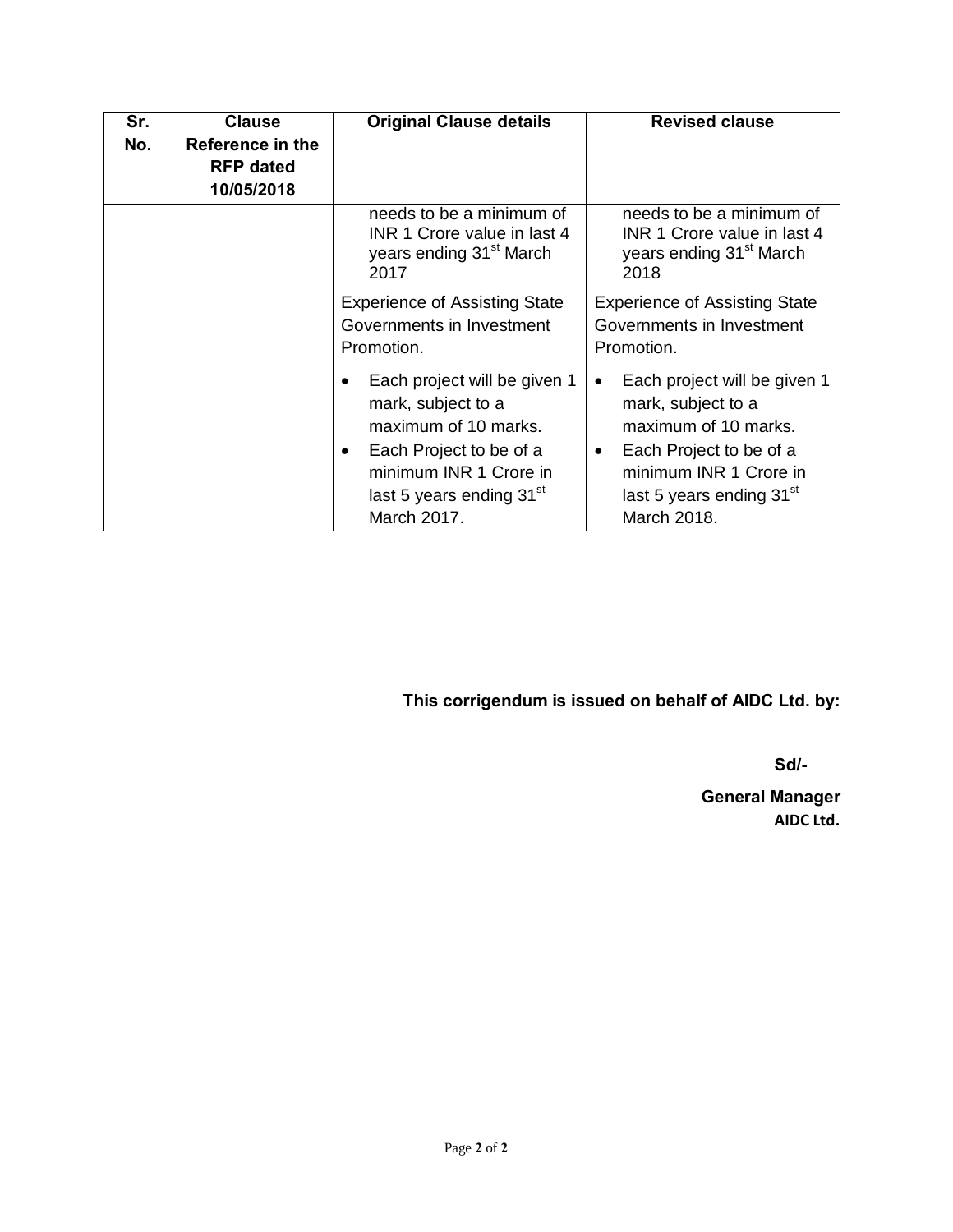| Sr. No. | Clause Reference in the RFP dated 10/05/2018 | Original Clause details | Revised clause |
|---|---|---|---|
| | | needs to be a minimum of INR 1 Crore value in last 4 years ending 31st March 2017 | needs to be a minimum of INR 1 Crore value in last 4 years ending 31st March 2018 |
| | | Experience of Assisting State Governments in Investment Promotion.<br>• Each project will be given 1 mark, subject to a maximum of 10 marks.<br>• Each Project to be of a minimum INR 1 Crore in last 5 years ending 31st March 2017. | Experience of Assisting State Governments in Investment Promotion.<br>• Each project will be given 1 mark, subject to a maximum of 10 marks.<br>• Each Project to be of a minimum INR 1 Crore in last 5 years ending 31st March 2018. |

**This corrigendum is issued on behalf of AIDC Ltd. by:**

**Sd/-**

**General Manager**
**AIDC Ltd.**